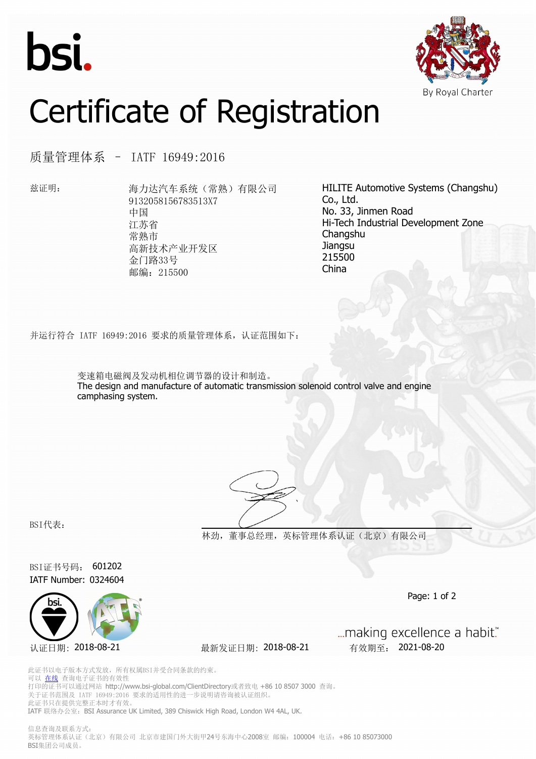bsi.

By Royal Charter

# Certificate of Registration

## 质量管理体系 – IATF 16949:2016

兹证明：

海力达汽车系统（常熟）有限公司
9132058156783513X7
中国
江苏省
常熟市
高新技术产业开发区
金门路33号
邮编：215500

HILITE Automotive Systems (Changshu) Co., Ltd.
No. 33, Jinmen Road
Hi-Tech Industrial Development Zone
Changshu
Jiangsu
215500
China

并运行符合 IATF 16949:2016 要求的质量管理体系，认证范围如下：

变速箱电磁阀及发动机相位调节器的设计和制造。
The design and manufacture of automatic transmission solenoid control valve and engine camphasing system.

BSI代表：

林劲，董事总经理，英标管理体系认证（北京）有限公司

BSI证书号码： 601202
IATF Number: 0324604

认证日期：2018-08-21　　最新发证日期：2018-08-21　　有效期至： 2021-08-20

...making excellence a habit.™

此证书以电子版本方式发放，所有权属BSI并受合同条款的约束。
可以 在线 查询电子证书的有效性
打印的证书可以通过网站 http://www.bsi-global.com/ClientDirectory或者致电 +86 10 8507 3000 查询。
关于证书范围及 IATF 16949:2016 要求的适用性的进一步说明请咨询被认证组织。
此证书只在提供完整正本时才有效。
IATF 联络办公室：BSI Assurance UK Limited, 389 Chiswick High Road, London W4 4AL, UK.

信息查询及联系方式：
英标管理体系认证（北京）有限公司 北京市建国门外大街甲24号东海中心2008室 邮编：100004 电话：+86 10 85073000
BSI集团公司成员。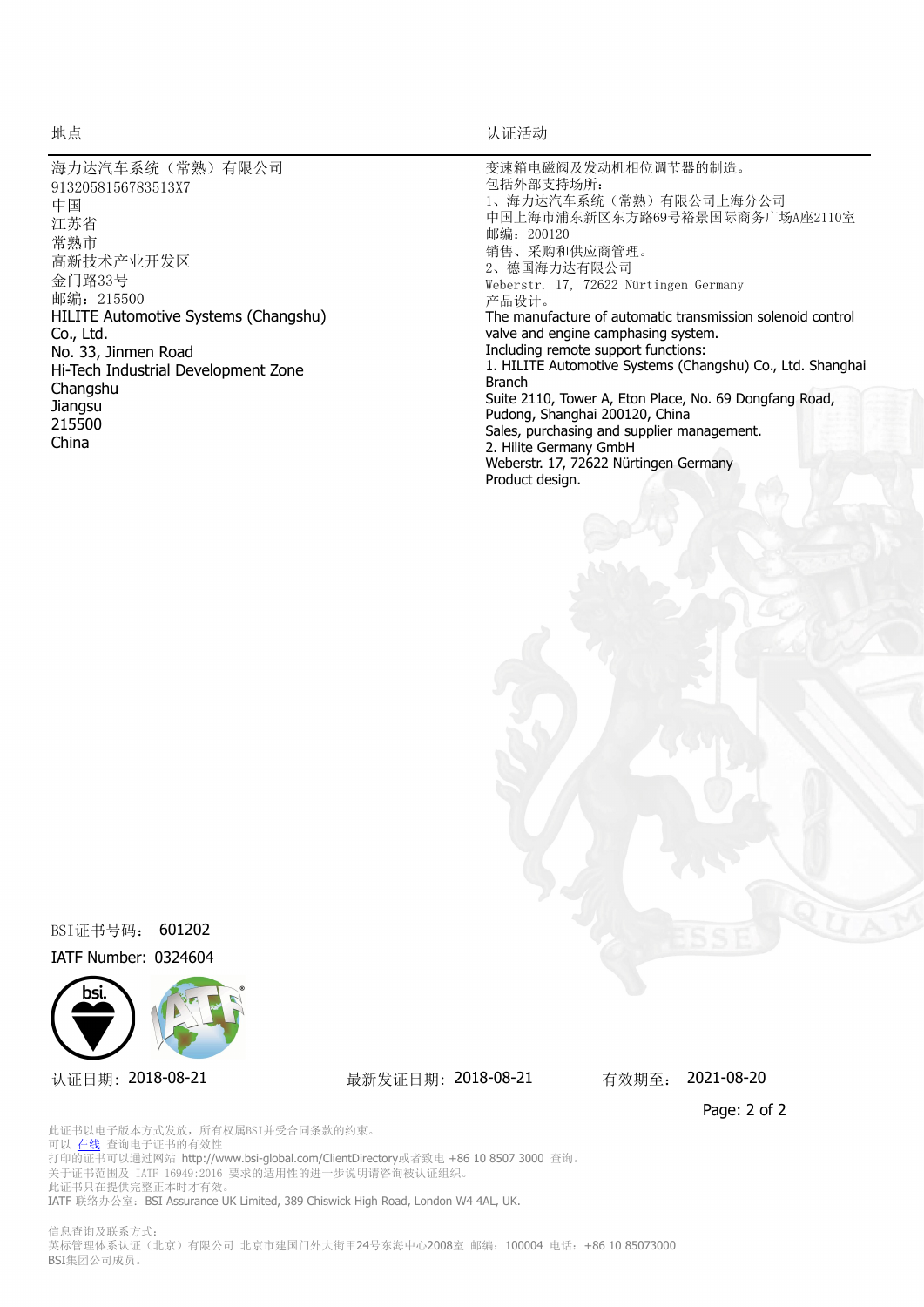| 地点 | 认证活动 |
| --- | --- |
| 海力达汽车系统（常熟）有限公司<br>9132058156783513X7<br>中国<br>江苏省<br>常熟市<br>高新技术产业开发区<br>金门路33号<br>邮编：215500<br>HILITE Automotive Systems (Changshu) Co., Ltd.<br>No. 33, Jinmen Road<br>Hi-Tech Industrial Development Zone<br>Changshu<br>Jiangsu<br>215500<br>China | 变速箱电磁阀及发动机相位调节器的制造。<br>包括外部支持场所：<br>1、海力达汽车系统（常熟）有限公司上海分公司<br>中国上海市浦东新区东方路69号裕景国际商务广场A座2110室<br>邮编：200120<br>销售、采购和供应商管理。<br>2、德国海力达有限公司<br>Weberstr. 17, 72622 Nürtingen Germany<br>产品设计。<br>The manufacture of automatic transmission solenoid control valve and engine camphasing system.<br>Including remote support functions:<br>1. HILITE Automotive Systems (Changshu) Co., Ltd. Shanghai Branch<br>Suite 2110, Tower A, Eton Place, No. 69 Dongfang Road, Pudong, Shanghai 200120, China<br>Sales, purchasing and supplier management.<br>2. Hilite Germany GmbH<br>Weberstr. 17, 72622 Nürtingen Germany<br>Product design. |

BSI证书号码： 601202

IATF Number: 0324604

认证日期：2018-08-21　　最新发证日期：2018-08-21　　有效期至： 2021-08-20

此证书以电子版本方式发放，所有权属BSI并受合同条款的约束。
可以 在线 查询电子证书的有效性
打印的证书可以通过网站 http://www.bsi-global.com/ClientDirectory或者致电 +86 10 8507 3000 查询。
关于证书范围及 IATF 16949:2016 要求的适用性的进一步说明请咨询被认证组织。
此证书只在提供完整正本时才有效。
IATF 联络办公室：BSI Assurance UK Limited, 389 Chiswick High Road, London W4 4AL, UK.

信息查询及联系方式：
英标管理体系认证（北京）有限公司 北京市建国门外大街甲24号东海中心2008室 邮编：100004 电话：+86 10 85073000
BSI集团公司成员。